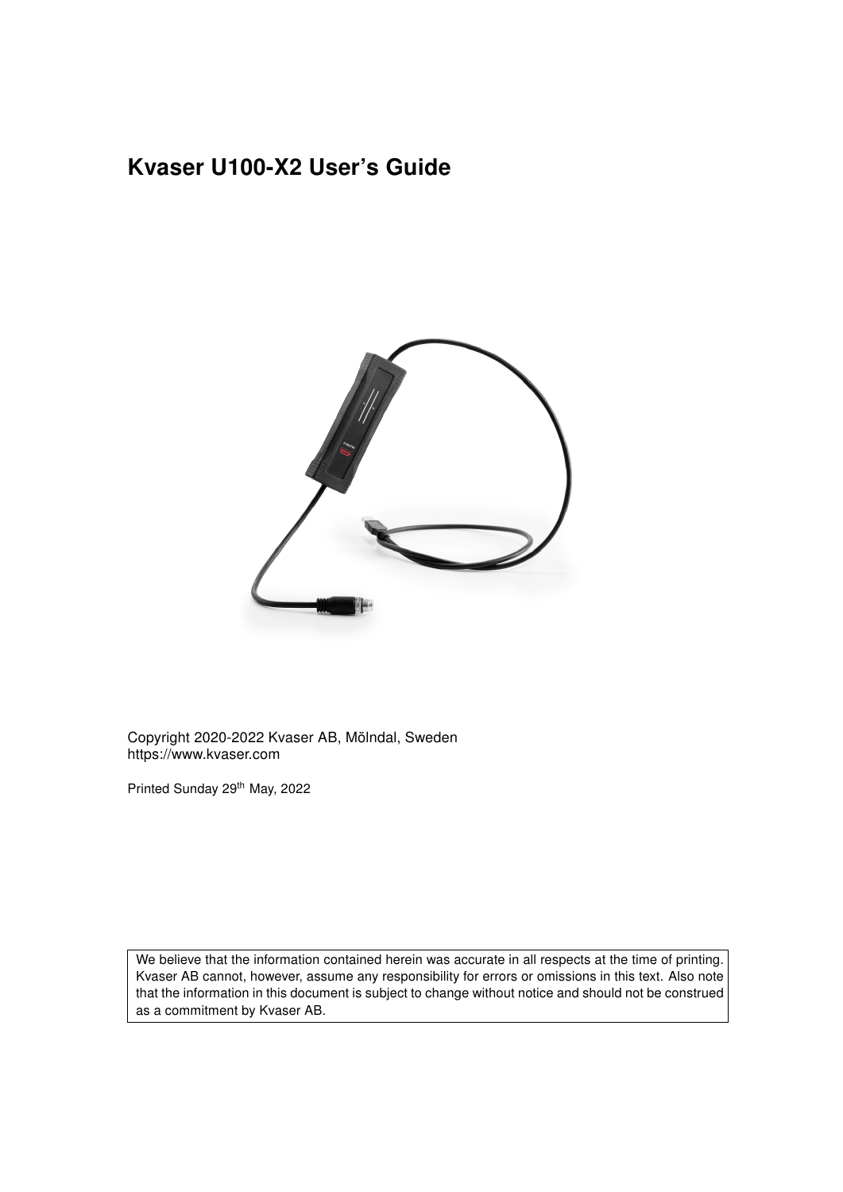# Kvaser U100-X2 User's Guide

Copyright 2020-2022 Kvaser AB, Mölndal, Sweden
https://www.kvaser.com

Printed Sunday 29th May, 2022

We believe that the information contained herein was accurate in all respects at the time of printing. Kvaser AB cannot, however, assume any responsibility for errors or omissions in this text. Also note that the information in this document is subject to change without notice and should not be construed as a commitment by Kvaser AB.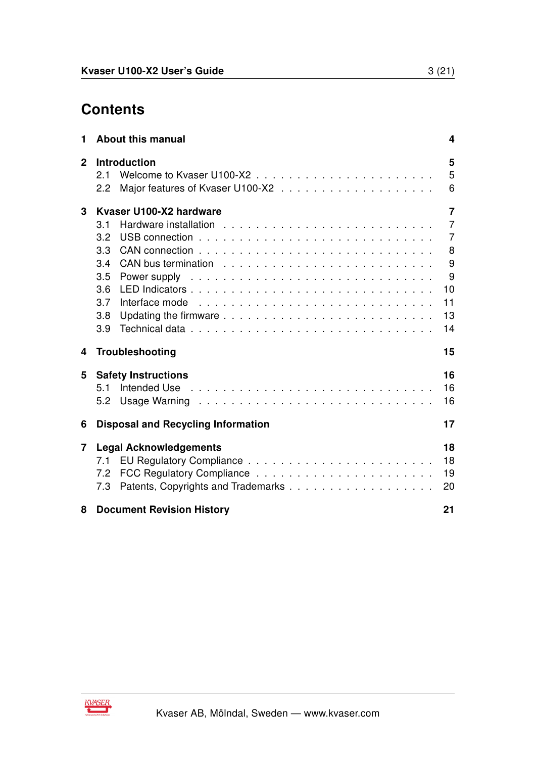# Contents

**1 About this manual** — **4**

**2 Introduction** — **5**
- 2.1 Welcome to Kvaser U100-X2 — 5
- 2.2 Major features of Kvaser U100-X2 — 6

**3 Kvaser U100-X2 hardware** — **7**
- 3.1 Hardware installation — 7
- 3.2 USB connection — 7
- 3.3 CAN connection — 8
- 3.4 CAN bus termination — 9
- 3.5 Power supply — 9
- 3.6 LED Indicators — 10
- 3.7 Interface mode — 11
- 3.8 Updating the firmware — 13
- 3.9 Technical data — 14

**4 Troubleshooting** — **15**

**5 Safety Instructions** — **16**
- 5.1 Intended Use — 16
- 5.2 Usage Warning — 16

**6 Disposal and Recycling Information** — **17**

**7 Legal Acknowledgements** — **18**
- 7.1 EU Regulatory Compliance — 18
- 7.2 FCC Regulatory Compliance — 19
- 7.3 Patents, Copyrights and Trademarks — 20

**8 Document Revision History** — **21**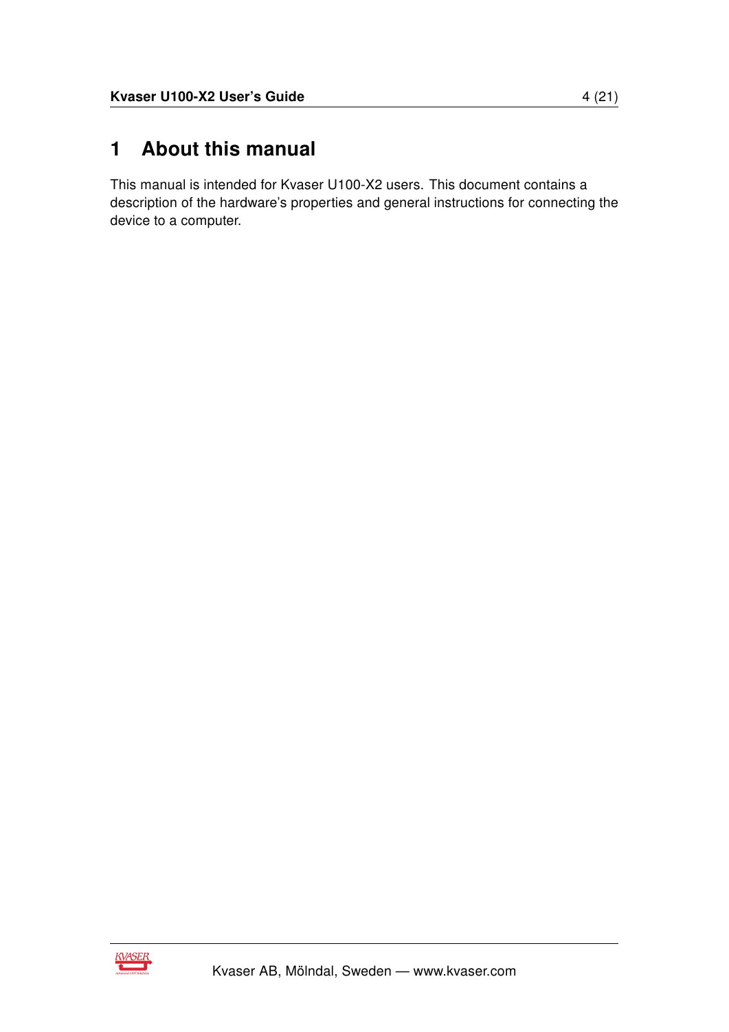# 1 About this manual

This manual is intended for Kvaser U100-X2 users. This document contains a description of the hardware's properties and general instructions for connecting the device to a computer.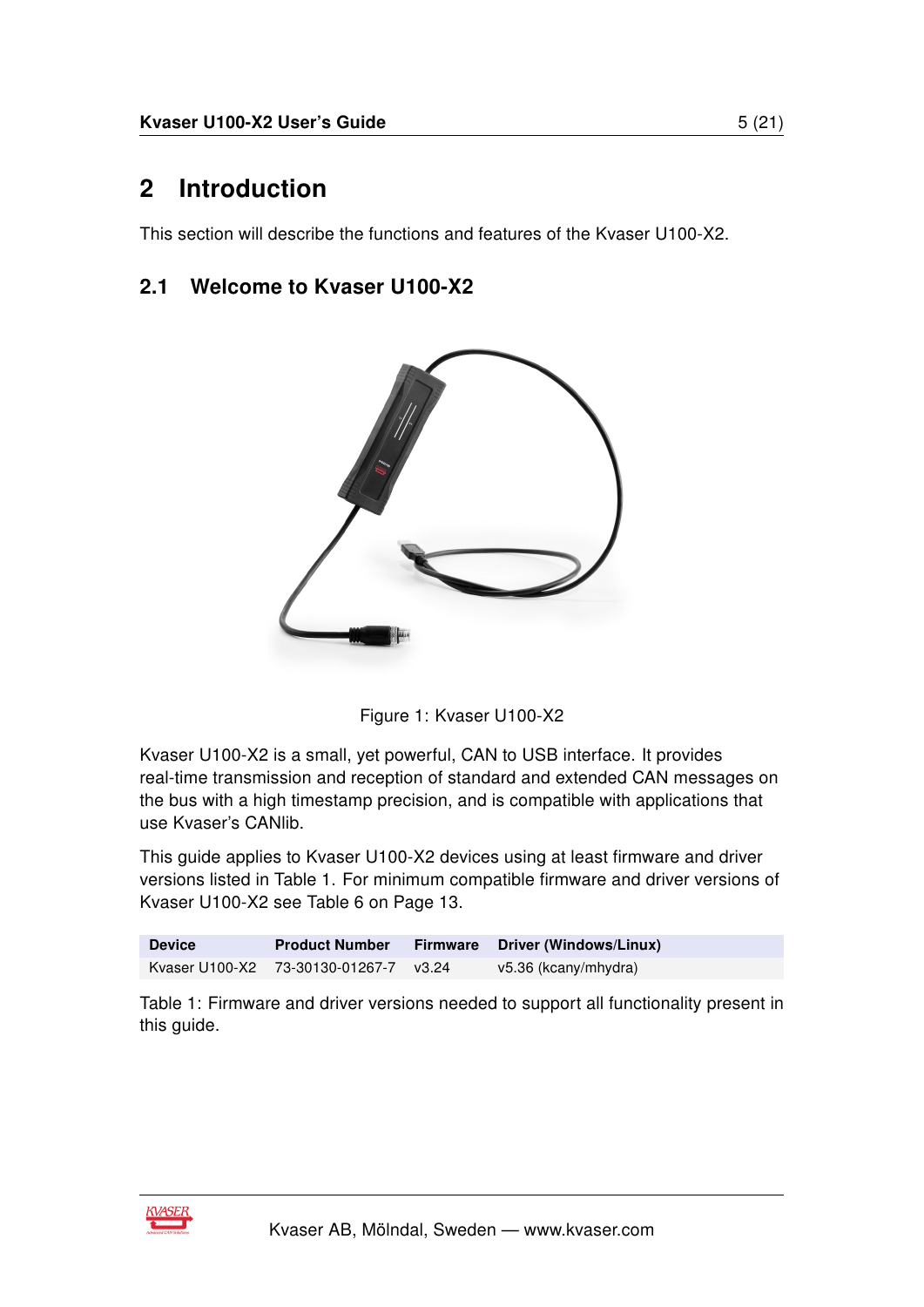# 2 Introduction

This section will describe the functions and features of the Kvaser U100-X2.

## 2.1 Welcome to Kvaser U100-X2

Figure 1: Kvaser U100-X2

Kvaser U100-X2 is a small, yet powerful, CAN to USB interface. It provides real-time transmission and reception of standard and extended CAN messages on the bus with a high timestamp precision, and is compatible with applications that use Kvaser's CANlib.

This guide applies to Kvaser U100-X2 devices using at least firmware and driver versions listed in Table 1. For minimum compatible firmware and driver versions of Kvaser U100-X2 see Table 6 on Page 13.

| Device | Product Number | Firmware | Driver (Windows/Linux) |
|---|---|---|---|
| Kvaser U100-X2 | 73-30130-01267-7 | v3.24 | v5.36 (kcany/mhydra) |

Table 1: Firmware and driver versions needed to support all functionality present in this guide.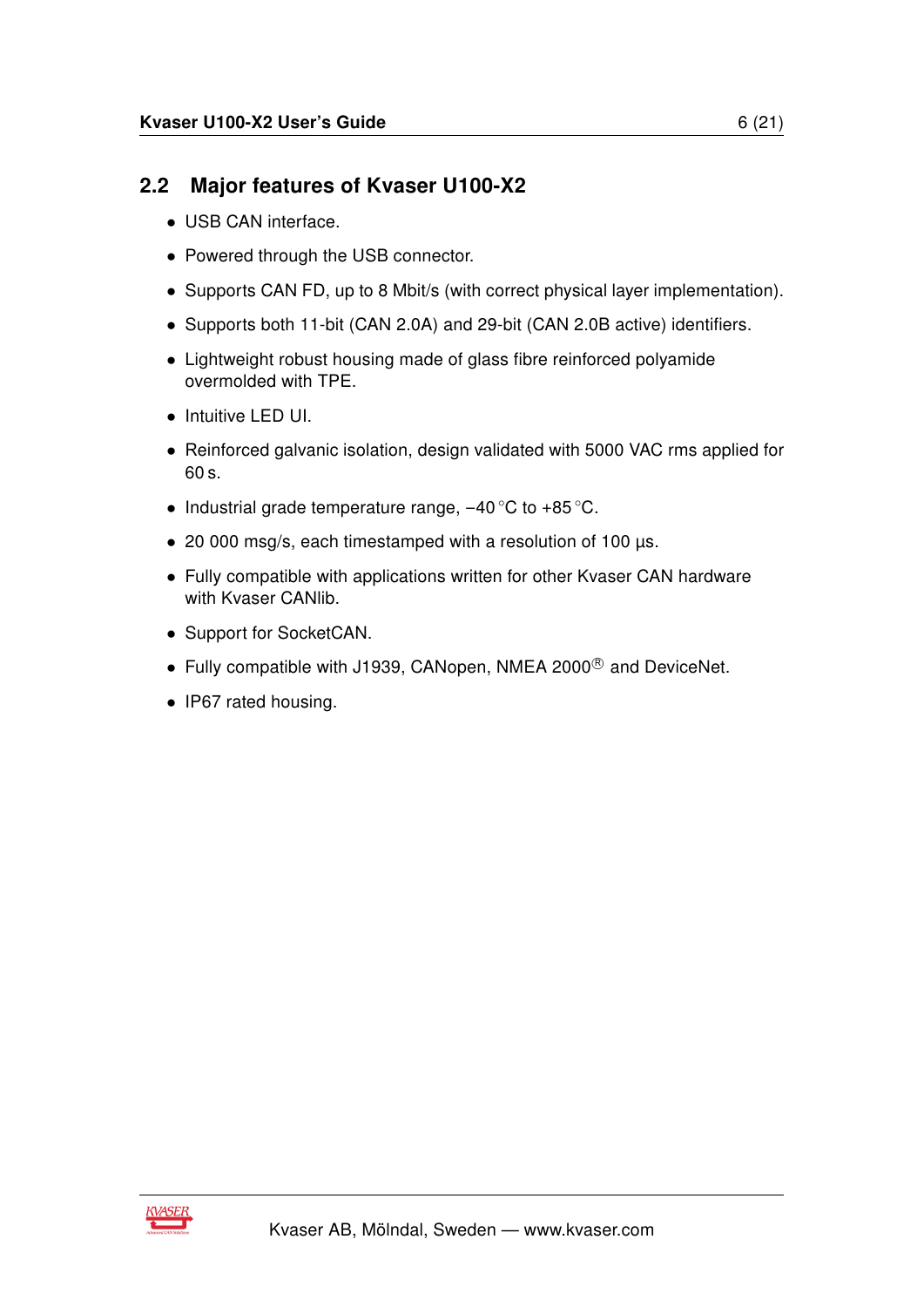## 2.2 Major features of Kvaser U100-X2

- USB CAN interface.
- Powered through the USB connector.
- Supports CAN FD, up to 8 Mbit/s (with correct physical layer implementation).
- Supports both 11-bit (CAN 2.0A) and 29-bit (CAN 2.0B active) identifiers.
- Lightweight robust housing made of glass fibre reinforced polyamide overmolded with TPE.
- Intuitive LED UI.
- Reinforced galvanic isolation, design validated with 5000 VAC rms applied for 60 s.
- Industrial grade temperature range, −40 °C to +85 °C.
- 20 000 msg/s, each timestamped with a resolution of 100 µs.
- Fully compatible with applications written for other Kvaser CAN hardware with Kvaser CANlib.
- Support for SocketCAN.
- Fully compatible with J1939, CANopen, NMEA 2000® and DeviceNet.
- IP67 rated housing.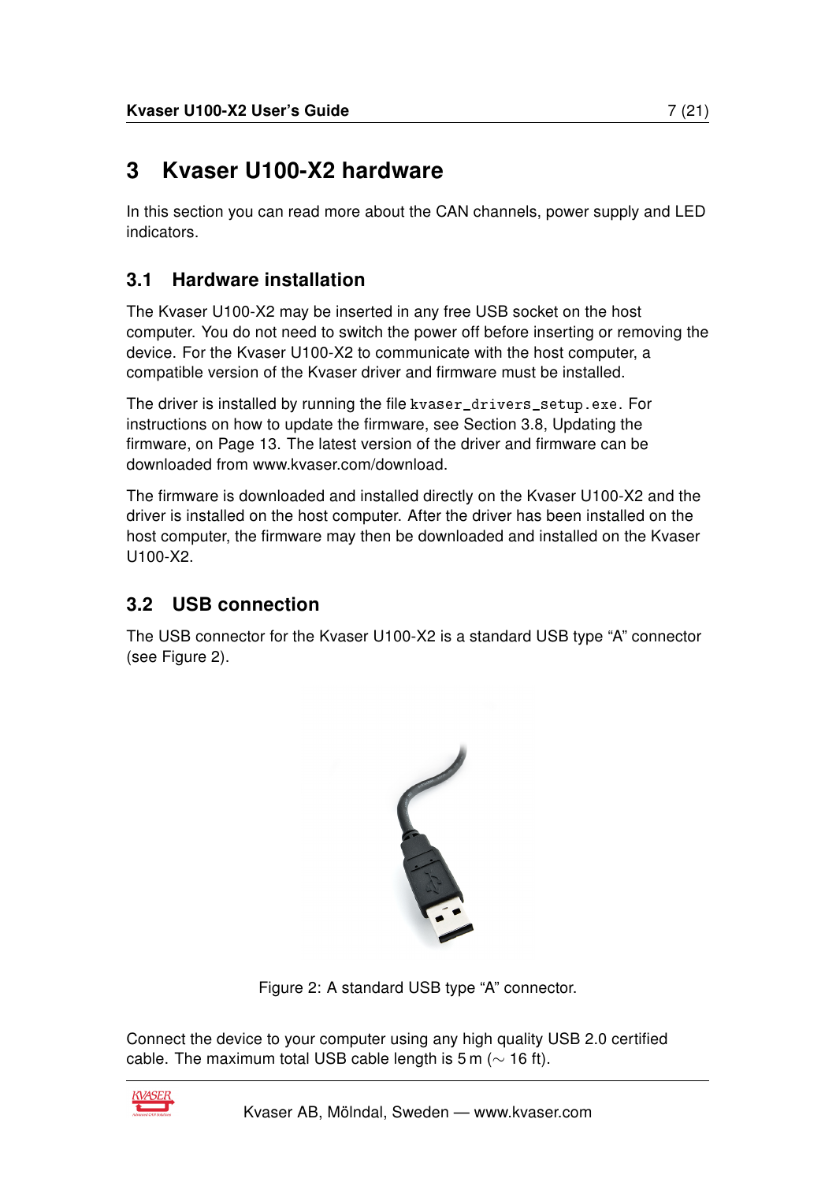# 3 Kvaser U100-X2 hardware

In this section you can read more about the CAN channels, power supply and LED indicators.

## 3.1 Hardware installation

The Kvaser U100-X2 may be inserted in any free USB socket on the host computer. You do not need to switch the power off before inserting or removing the device. For the Kvaser U100-X2 to communicate with the host computer, a compatible version of the Kvaser driver and firmware must be installed.

The driver is installed by running the file `kvaser_drivers_setup.exe`. For instructions on how to update the firmware, see Section 3.8, Updating the firmware, on Page 13. The latest version of the driver and firmware can be downloaded from www.kvaser.com/download.

The firmware is downloaded and installed directly on the Kvaser U100-X2 and the driver is installed on the host computer. After the driver has been installed on the host computer, the firmware may then be downloaded and installed on the Kvaser U100-X2.

## 3.2 USB connection

The USB connector for the Kvaser U100-X2 is a standard USB type "A" connector (see Figure 2).

Figure 2: A standard USB type "A" connector.

Connect the device to your computer using any high quality USB 2.0 certified cable. The maximum total USB cable length is 5 m ($\sim$ 16 ft).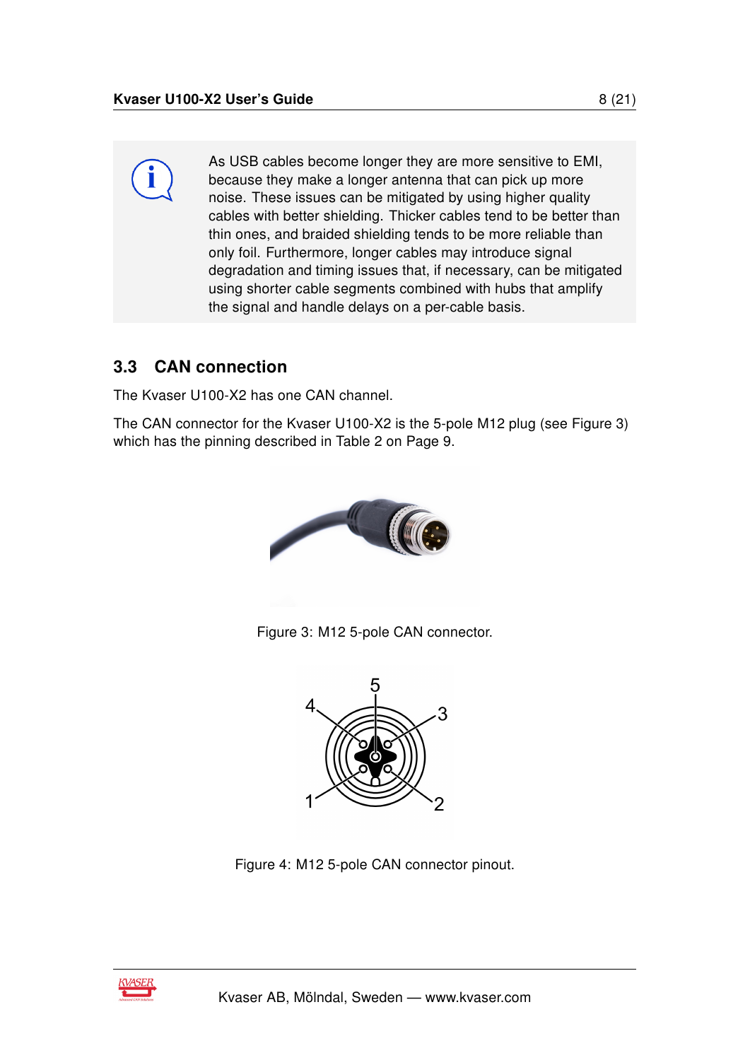As USB cables become longer they are more sensitive to EMI, because they make a longer antenna that can pick up more noise. These issues can be mitigated by using higher quality cables with better shielding. Thicker cables tend to be better than thin ones, and braided shielding tends to be more reliable than only foil. Furthermore, longer cables may introduce signal degradation and timing issues that, if necessary, can be mitigated using shorter cable segments combined with hubs that amplify the signal and handle delays on a per-cable basis.

## 3.3 CAN connection

The Kvaser U100-X2 has one CAN channel.

The CAN connector for the Kvaser U100-X2 is the 5-pole M12 plug (see Figure 3) which has the pinning described in Table 2 on Page 9.

Figure 3: M12 5-pole CAN connector.

Figure 4: M12 5-pole CAN connector pinout.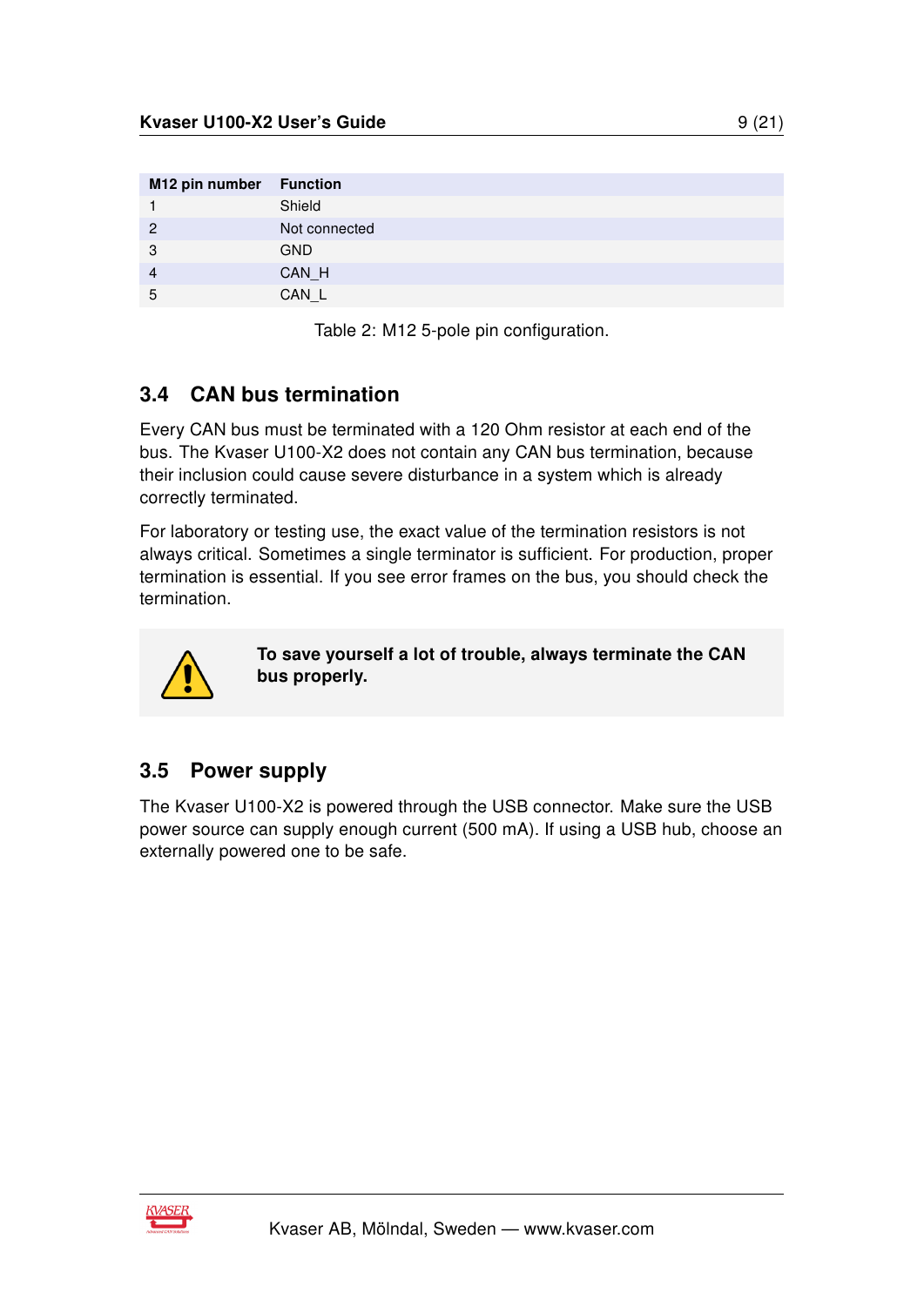| M12 pin number | Function |
|---|---|
| 1 | Shield |
| 2 | Not connected |
| 3 | GND |
| 4 | CAN_H |
| 5 | CAN_L |

Table 2: M12 5-pole pin configuration.

## 3.4 CAN bus termination

Every CAN bus must be terminated with a 120 Ohm resistor at each end of the bus. The Kvaser U100-X2 does not contain any CAN bus termination, because their inclusion could cause severe disturbance in a system which is already correctly terminated.

For laboratory or testing use, the exact value of the termination resistors is not always critical. Sometimes a single terminator is sufficient. For production, proper termination is essential. If you see error frames on the bus, you should check the termination.

**To save yourself a lot of trouble, always terminate the CAN bus properly.**

## 3.5 Power supply

The Kvaser U100-X2 is powered through the USB connector. Make sure the USB power source can supply enough current (500 mA). If using a USB hub, choose an externally powered one to be safe.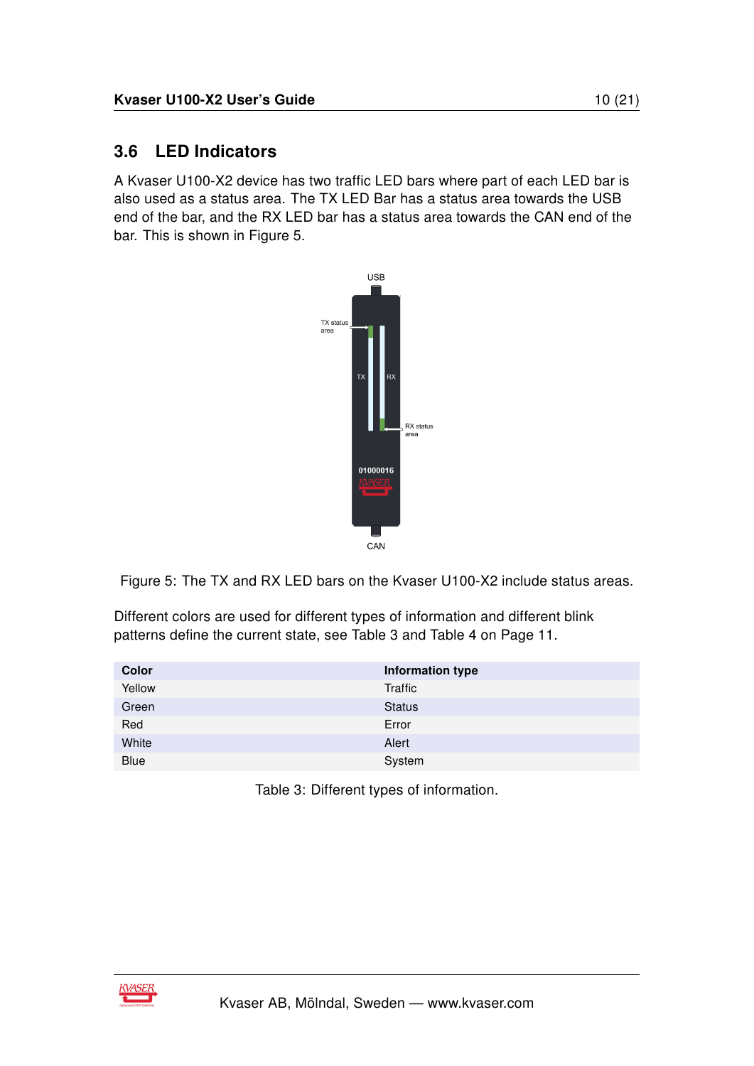## 3.6 LED Indicators

A Kvaser U100-X2 device has two traffic LED bars where part of each LED bar is also used as a status area. The TX LED Bar has a status area towards the USB end of the bar, and the RX LED bar has a status area towards the CAN end of the bar. This is shown in Figure 5.

Figure 5: The TX and RX LED bars on the Kvaser U100-X2 include status areas.

Different colors are used for different types of information and different blink patterns define the current state, see Table 3 and Table 4 on Page 11.

| Color | Information type |
|---|---|
| Yellow | Traffic |
| Green | Status |
| Red | Error |
| White | Alert |
| Blue | System |

Table 3: Different types of information.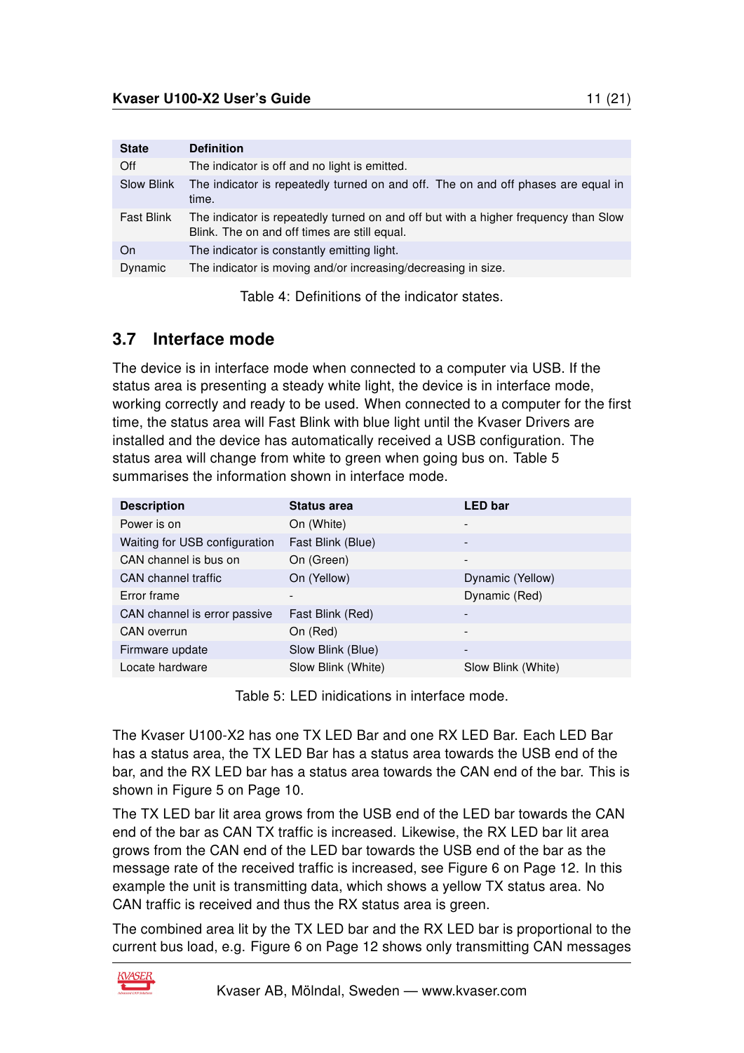| State | Definition |
|---|---|
| Off | The indicator is off and no light is emitted. |
| Slow Blink | The indicator is repeatedly turned on and off. The on and off phases are equal in time. |
| Fast Blink | The indicator is repeatedly turned on and off but with a higher frequency than Slow Blink. The on and off times are still equal. |
| On | The indicator is constantly emitting light. |
| Dynamic | The indicator is moving and/or increasing/decreasing in size. |

Table 4: Definitions of the indicator states.

## 3.7 Interface mode

The device is in interface mode when connected to a computer via USB. If the status area is presenting a steady white light, the device is in interface mode, working correctly and ready to be used. When connected to a computer for the first time, the status area will Fast Blink with blue light until the Kvaser Drivers are installed and the device has automatically received a USB configuration. The status area will change from white to green when going bus on. Table 5 summarises the information shown in interface mode.

| Description | Status area | LED bar |
|---|---|---|
| Power is on | On (White) | - |
| Waiting for USB configuration | Fast Blink (Blue) | - |
| CAN channel is bus on | On (Green) | - |
| CAN channel traffic | On (Yellow) | Dynamic (Yellow) |
| Error frame | - | Dynamic (Red) |
| CAN channel is error passive | Fast Blink (Red) | - |
| CAN overrun | On (Red) | - |
| Firmware update | Slow Blink (Blue) | - |
| Locate hardware | Slow Blink (White) | Slow Blink (White) |

Table 5: LED inidications in interface mode.

The Kvaser U100-X2 has one TX LED Bar and one RX LED Bar. Each LED Bar has a status area, the TX LED Bar has a status area towards the USB end of the bar, and the RX LED bar has a status area towards the CAN end of the bar. This is shown in Figure 5 on Page 10.

The TX LED bar lit area grows from the USB end of the LED bar towards the CAN end of the bar as CAN TX traffic is increased. Likewise, the RX LED bar lit area grows from the CAN end of the LED bar towards the USB end of the bar as the message rate of the received traffic is increased, see Figure 6 on Page 12. In this example the unit is transmitting data, which shows a yellow TX status area. No CAN traffic is received and thus the RX status area is green.

The combined area lit by the TX LED bar and the RX LED bar is proportional to the current bus load, e.g. Figure 6 on Page 12 shows only transmitting CAN messages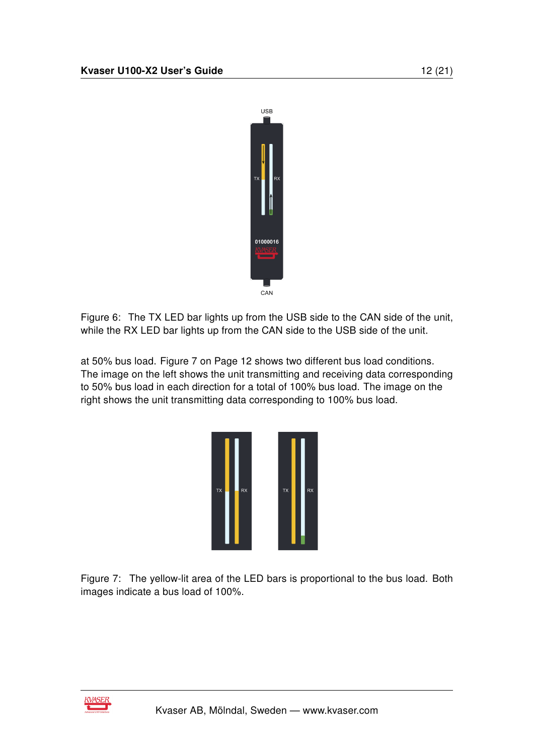Figure 6: The TX LED bar lights up from the USB side to the CAN side of the unit, while the RX LED bar lights up from the CAN side to the USB side of the unit.

at 50% bus load. Figure 7 on Page 12 shows two different bus load conditions. The image on the left shows the unit transmitting and receiving data corresponding to 50% bus load in each direction for a total of 100% bus load. The image on the right shows the unit transmitting data corresponding to 100% bus load.

Figure 7: The yellow-lit area of the LED bars is proportional to the bus load. Both images indicate a bus load of 100%.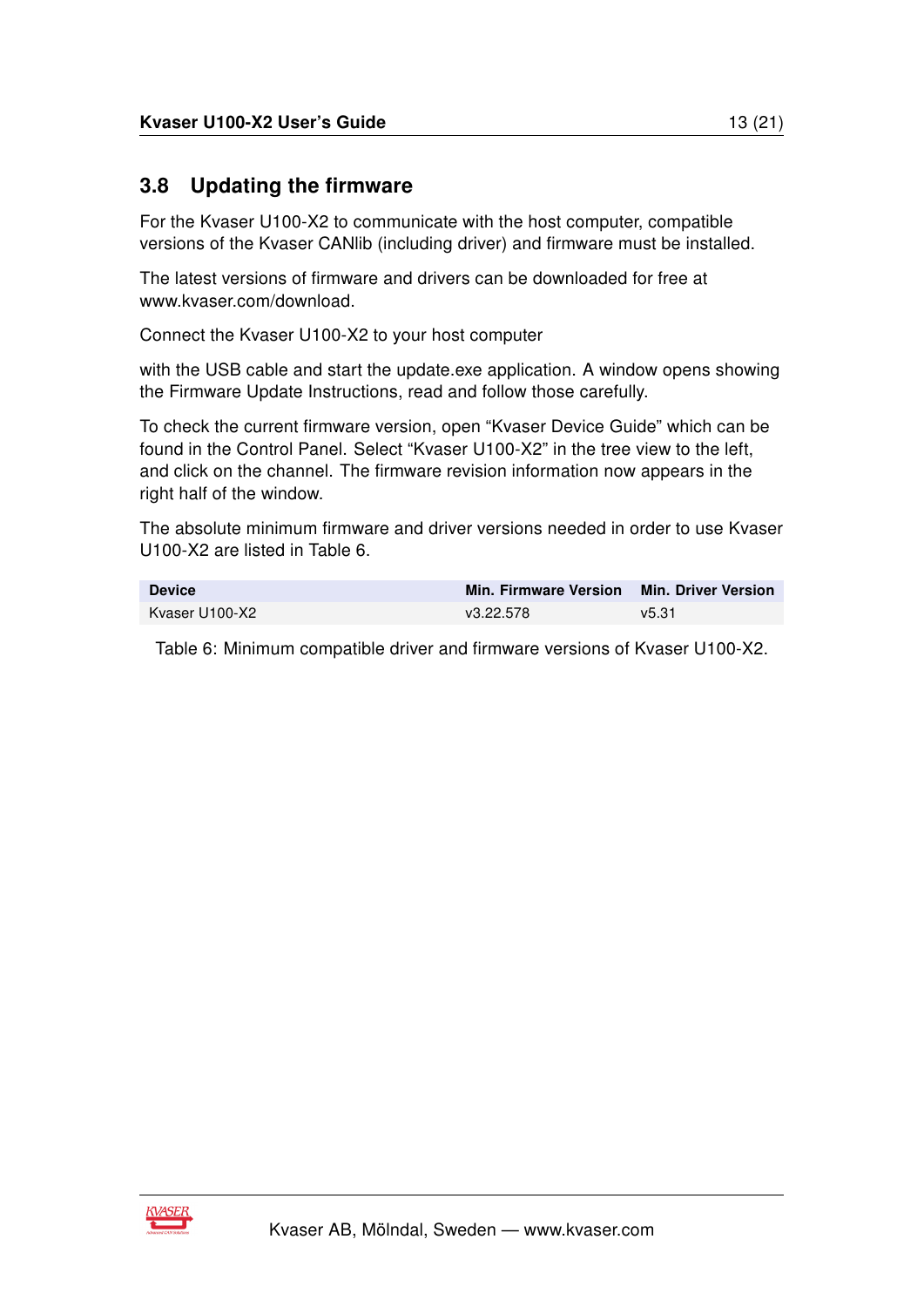## 3.8 Updating the firmware

For the Kvaser U100-X2 to communicate with the host computer, compatible versions of the Kvaser CANlib (including driver) and firmware must be installed.

The latest versions of firmware and drivers can be downloaded for free at www.kvaser.com/download.

Connect the Kvaser U100-X2 to your host computer

with the USB cable and start the update.exe application. A window opens showing the Firmware Update Instructions, read and follow those carefully.

To check the current firmware version, open “Kvaser Device Guide” which can be found in the Control Panel. Select “Kvaser U100-X2” in the tree view to the left, and click on the channel. The firmware revision information now appears in the right half of the window.

The absolute minimum firmware and driver versions needed in order to use Kvaser U100-X2 are listed in Table 6.

| Device | Min. Firmware Version | Min. Driver Version |
|---|---|---|
| Kvaser U100-X2 | v3.22.578 | v5.31 |

Table 6: Minimum compatible driver and firmware versions of Kvaser U100-X2.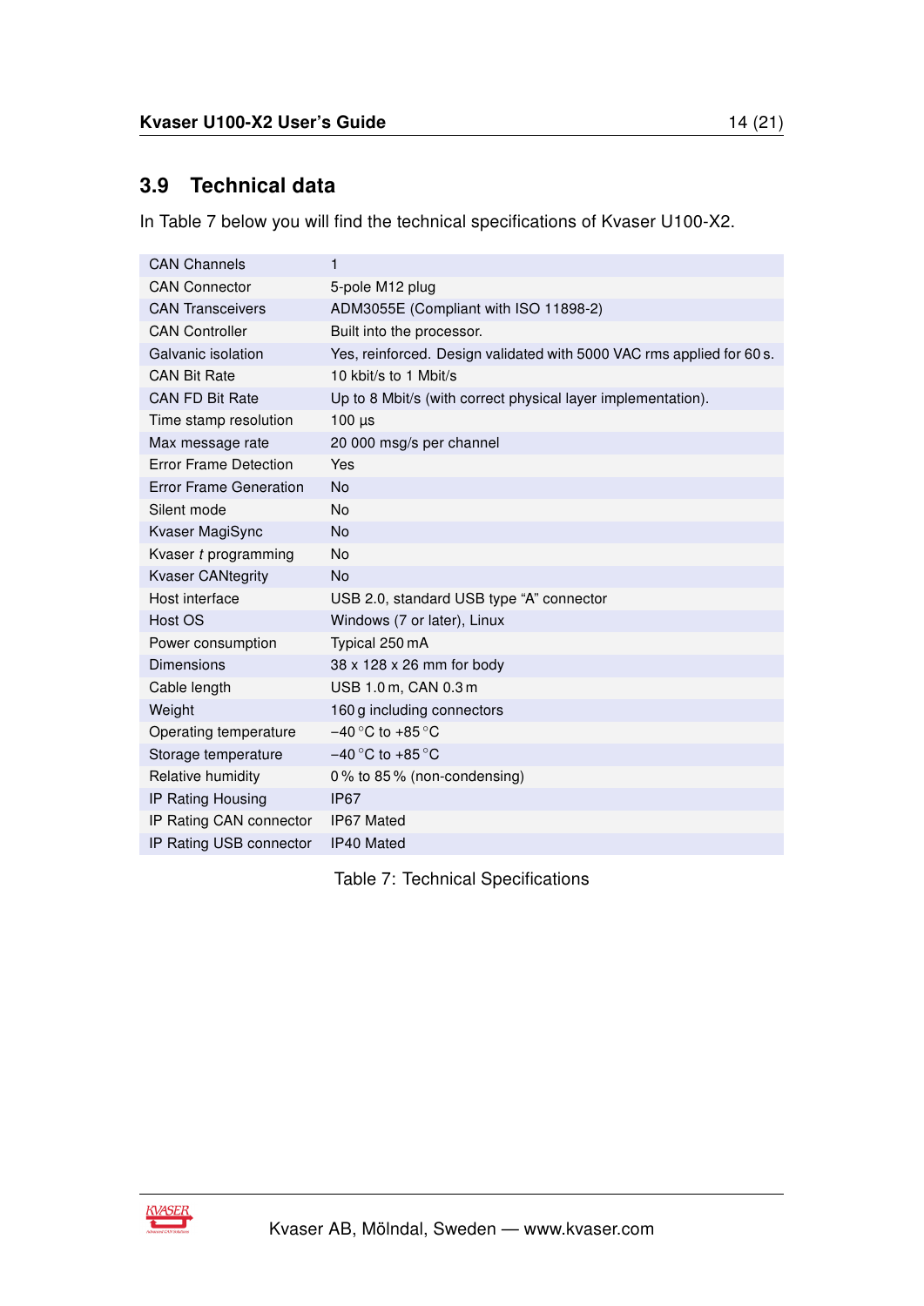## 3.9 Technical data

In Table 7 below you will find the technical specifications of Kvaser U100-X2.

| | |
|---|---|
| CAN Channels | 1 |
| CAN Connector | 5-pole M12 plug |
| CAN Transceivers | ADM3055E (Compliant with ISO 11898-2) |
| CAN Controller | Built into the processor. |
| Galvanic isolation | Yes, reinforced. Design validated with 5000 VAC rms applied for 60 s. |
| CAN Bit Rate | 10 kbit/s to 1 Mbit/s |
| CAN FD Bit Rate | Up to 8 Mbit/s (with correct physical layer implementation). |
| Time stamp resolution | 100 µs |
| Max message rate | 20 000 msg/s per channel |
| Error Frame Detection | Yes |
| Error Frame Generation | No |
| Silent mode | No |
| Kvaser MagiSync | No |
| Kvaser *t* programming | No |
| Kvaser CANtegrity | No |
| Host interface | USB 2.0, standard USB type “A” connector |
| Host OS | Windows (7 or later), Linux |
| Power consumption | Typical 250 mA |
| Dimensions | 38 x 128 x 26 mm for body |
| Cable length | USB 1.0 m, CAN 0.3 m |
| Weight | 160 g including connectors |
| Operating temperature | −40 °C to +85 °C |
| Storage temperature | −40 °C to +85 °C |
| Relative humidity | 0 % to 85 % (non-condensing) |
| IP Rating Housing | IP67 |
| IP Rating CAN connector | IP67 Mated |
| IP Rating USB connector | IP40 Mated |

Table 7: Technical Specifications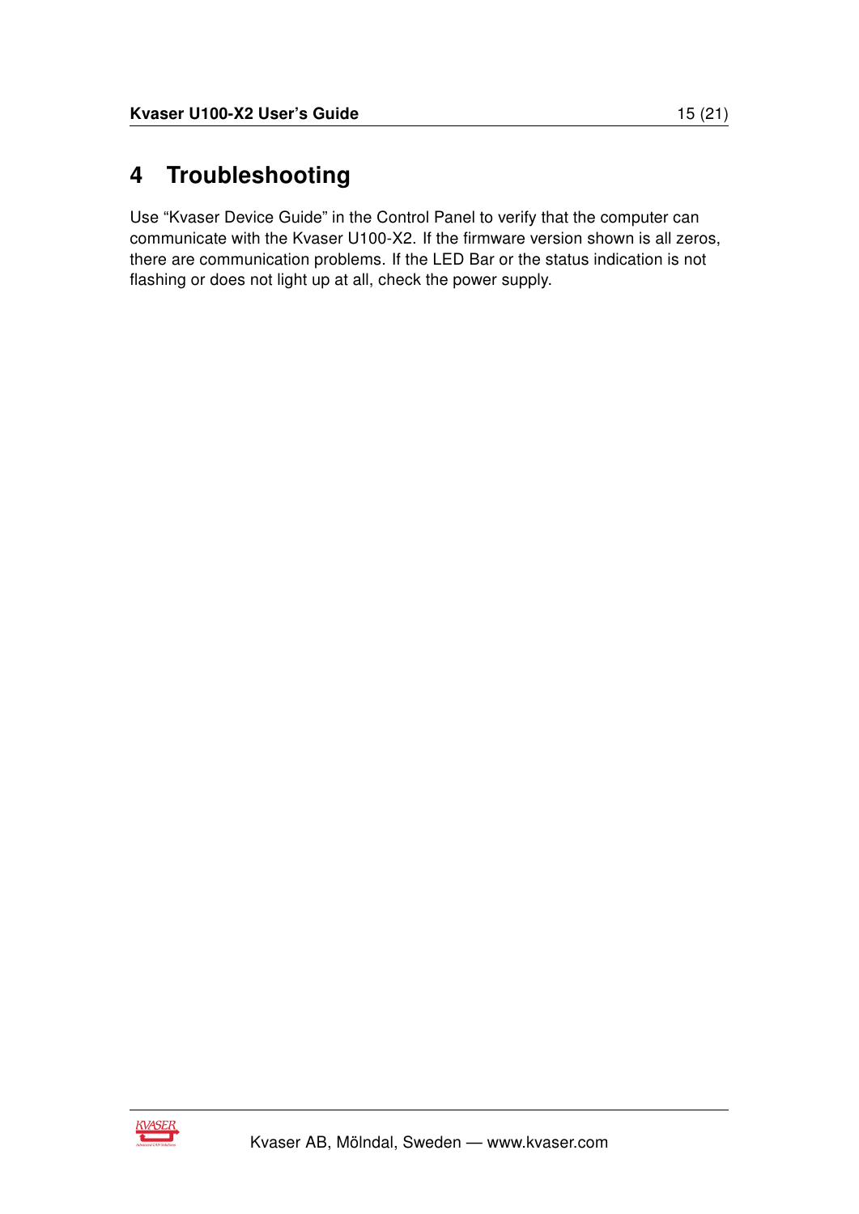# 4 Troubleshooting

Use “Kvaser Device Guide” in the Control Panel to verify that the computer can communicate with the Kvaser U100-X2. If the firmware version shown is all zeros, there are communication problems. If the LED Bar or the status indication is not flashing or does not light up at all, check the power supply.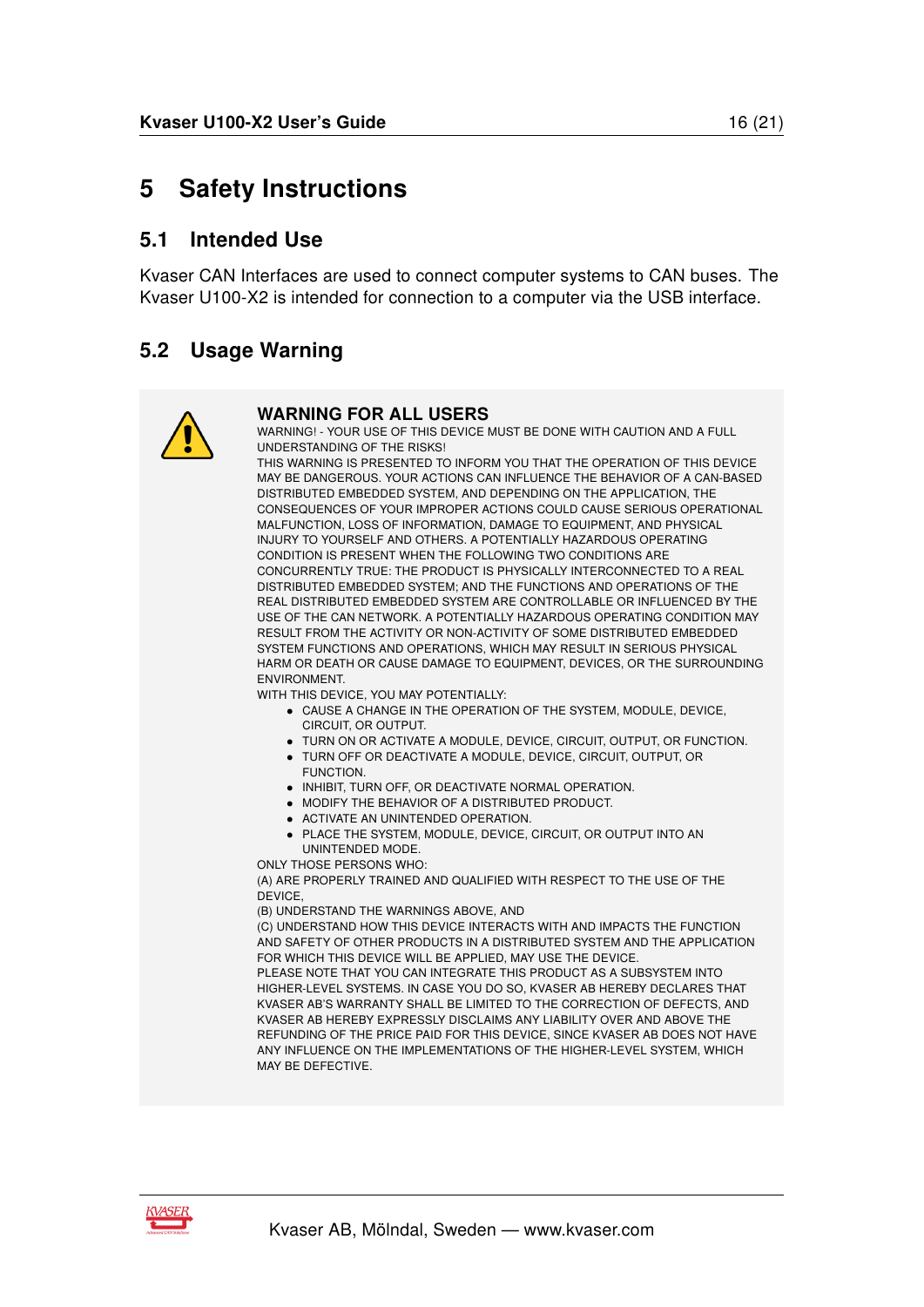# 5 Safety Instructions

## 5.1 Intended Use

Kvaser CAN Interfaces are used to connect computer systems to CAN buses. The Kvaser U100-X2 is intended for connection to a computer via the USB interface.

## 5.2 Usage Warning

### WARNING FOR ALL USERS

WARNING! - YOUR USE OF THIS DEVICE MUST BE DONE WITH CAUTION AND A FULL UNDERSTANDING OF THE RISKS!

THIS WARNING IS PRESENTED TO INFORM YOU THAT THE OPERATION OF THIS DEVICE MAY BE DANGEROUS. YOUR ACTIONS CAN INFLUENCE THE BEHAVIOR OF A CAN-BASED DISTRIBUTED EMBEDDED SYSTEM, AND DEPENDING ON THE APPLICATION, THE CONSEQUENCES OF YOUR IMPROPER ACTIONS COULD CAUSE SERIOUS OPERATIONAL MALFUNCTION, LOSS OF INFORMATION, DAMAGE TO EQUIPMENT, AND PHYSICAL INJURY TO YOURSELF AND OTHERS. A POTENTIALLY HAZARDOUS OPERATING CONDITION IS PRESENT WHEN THE FOLLOWING TWO CONDITIONS ARE CONCURRENTLY TRUE: THE PRODUCT IS PHYSICALLY INTERCONNECTED TO A REAL DISTRIBUTED EMBEDDED SYSTEM; AND THE FUNCTIONS AND OPERATIONS OF THE REAL DISTRIBUTED EMBEDDED SYSTEM ARE CONTROLLABLE OR INFLUENCED BY THE USE OF THE CAN NETWORK. A POTENTIALLY HAZARDOUS OPERATING CONDITION MAY RESULT FROM THE ACTIVITY OR NON-ACTIVITY OF SOME DISTRIBUTED EMBEDDED SYSTEM FUNCTIONS AND OPERATIONS, WHICH MAY RESULT IN SERIOUS PHYSICAL HARM OR DEATH OR CAUSE DAMAGE TO EQUIPMENT, DEVICES, OR THE SURROUNDING ENVIRONMENT.

WITH THIS DEVICE, YOU MAY POTENTIALLY:

- CAUSE A CHANGE IN THE OPERATION OF THE SYSTEM, MODULE, DEVICE, CIRCUIT, OR OUTPUT.
- TURN ON OR ACTIVATE A MODULE, DEVICE, CIRCUIT, OUTPUT, OR FUNCTION.
- TURN OFF OR DEACTIVATE A MODULE, DEVICE, CIRCUIT, OUTPUT, OR FUNCTION.
- INHIBIT, TURN OFF, OR DEACTIVATE NORMAL OPERATION.
- MODIFY THE BEHAVIOR OF A DISTRIBUTED PRODUCT.
- ACTIVATE AN UNINTENDED OPERATION.
- PLACE THE SYSTEM, MODULE, DEVICE, CIRCUIT, OR OUTPUT INTO AN UNINTENDED MODE.

ONLY THOSE PERSONS WHO:

(A) ARE PROPERLY TRAINED AND QUALIFIED WITH RESPECT TO THE USE OF THE DEVICE,

(B) UNDERSTAND THE WARNINGS ABOVE, AND

(C) UNDERSTAND HOW THIS DEVICE INTERACTS WITH AND IMPACTS THE FUNCTION AND SAFETY OF OTHER PRODUCTS IN A DISTRIBUTED SYSTEM AND THE APPLICATION FOR WHICH THIS DEVICE WILL BE APPLIED, MAY USE THE DEVICE.

PLEASE NOTE THAT YOU CAN INTEGRATE THIS PRODUCT AS A SUBSYSTEM INTO HIGHER-LEVEL SYSTEMS. IN CASE YOU DO SO, KVASER AB HEREBY DECLARES THAT KVASER AB'S WARRANTY SHALL BE LIMITED TO THE CORRECTION OF DEFECTS, AND KVASER AB HEREBY EXPRESSLY DISCLAIMS ANY LIABILITY OVER AND ABOVE THE REFUNDING OF THE PRICE PAID FOR THIS DEVICE, SINCE KVASER AB DOES NOT HAVE ANY INFLUENCE ON THE IMPLEMENTATIONS OF THE HIGHER-LEVEL SYSTEM, WHICH MAY BE DEFECTIVE.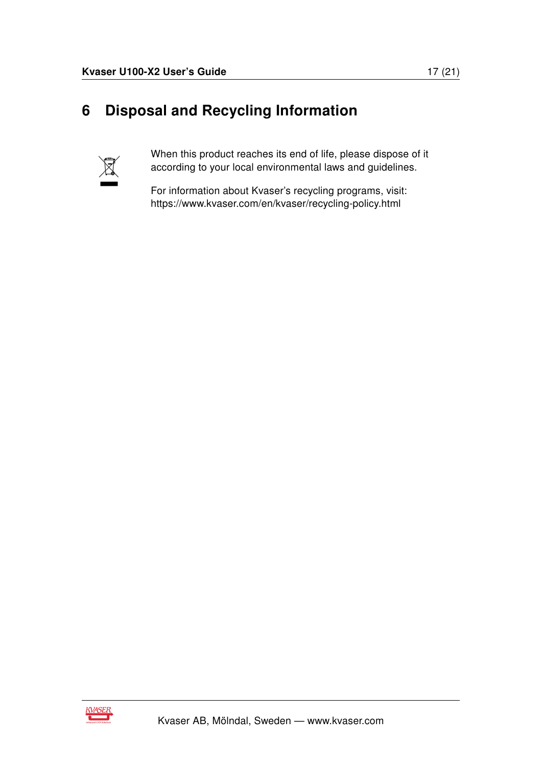# 6 Disposal and Recycling Information

When this product reaches its end of life, please dispose of it according to your local environmental laws and guidelines.

For information about Kvaser's recycling programs, visit:
https://www.kvaser.com/en/kvaser/recycling-policy.html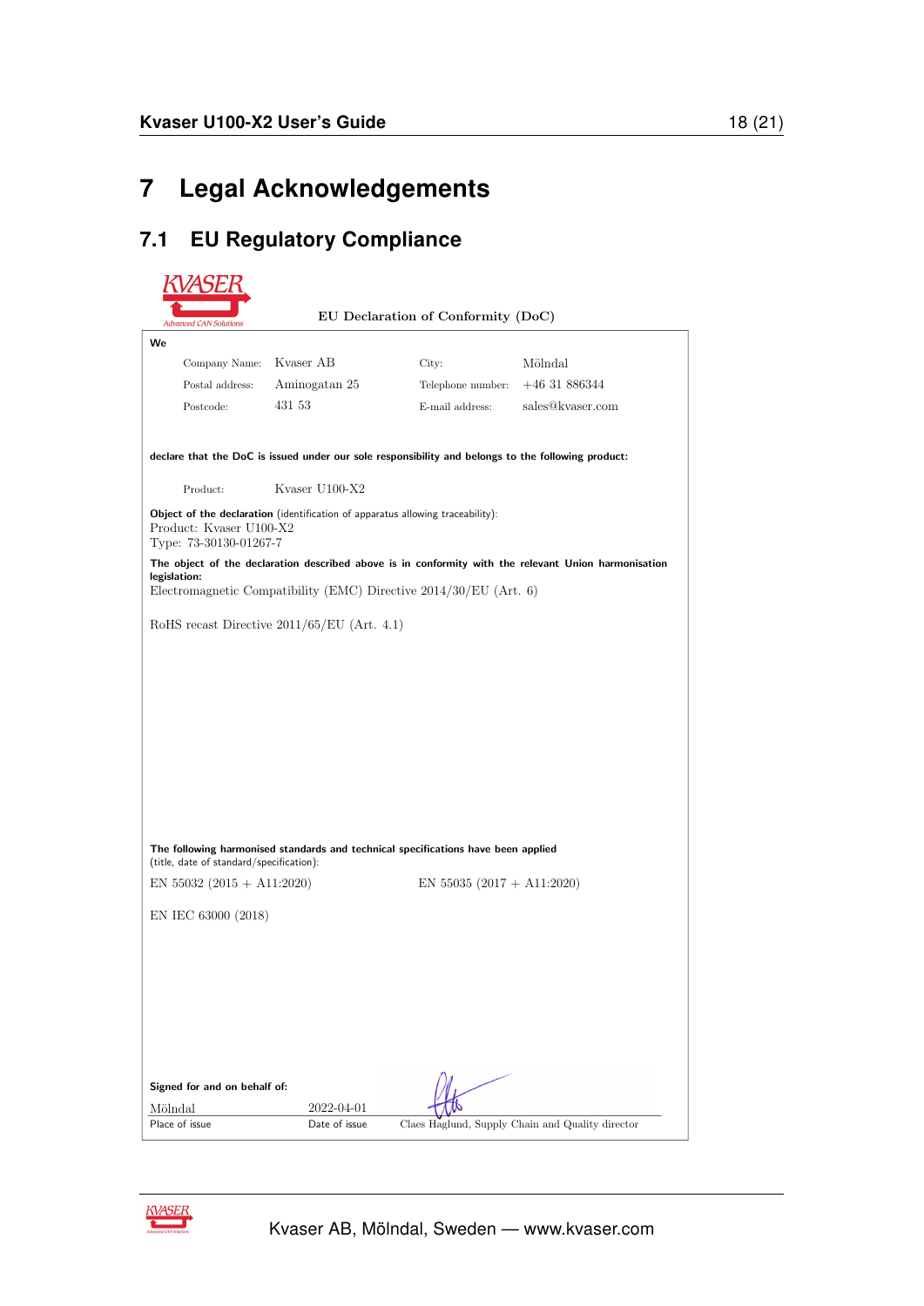# 7 Legal Acknowledgements

## 7.1 EU Regulatory Compliance

KVASER
Advanced CAN Solutions

EU Declaration of Conformity (DoC)

**We**

| | | | |
|---|---|---|---|
| Company Name: | Kvaser AB | City: | Mölndal |
| Postal address: | Aminogatan 25 | Telephone number: | +46 31 886344 |
| Postcode: | 431 53 | E-mail address: | sales@kvaser.com |

**declare that the DoC is issued under our sole responsibility and belongs to the following product:**

Product: Kvaser U100-X2

**Object of the declaration** (identification of apparatus allowing traceability):
Product: Kvaser U100-X2
Type: 73-30130-01267-7

**The object of the declaration described above is in conformity with the relevant Union harmonisation legislation:**
Electromagnetic Compatibility (EMC) Directive 2014/30/EU (Art. 6)

RoHS recast Directive 2011/65/EU (Art. 4.1)

**The following harmonised standards and technical specifications have been applied**
(title, date of standard/specification):

EN 55032 (2015 + A11:2020)

EN 55035 (2017 + A11:2020)

EN IEC 63000 (2018)

**Signed for and on behalf of:**

| Mölndal | 2022-04-01 | |
|---|---|---|
| Place of issue | Date of issue | Claes Haglund, Supply Chain and Quality director |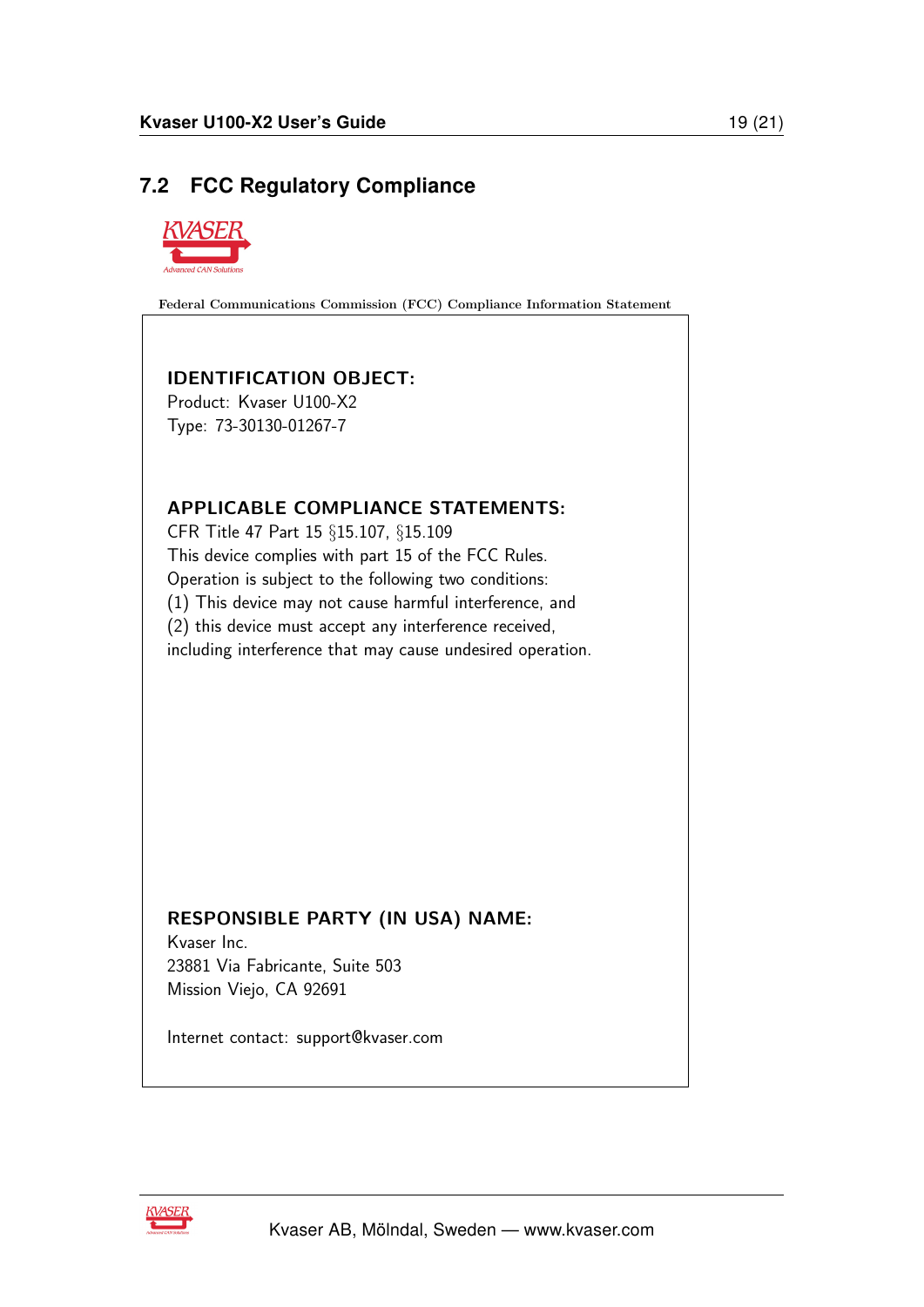## 7.2 FCC Regulatory Compliance

Federal Communications Commission (FCC) Compliance Information Statement

**IDENTIFICATION OBJECT:**

Product: Kvaser U100-X2
Type: 73-30130-01267-7

**APPLICABLE COMPLIANCE STATEMENTS:**

CFR Title 47 Part 15 §15.107, §15.109
This device complies with part 15 of the FCC Rules.
Operation is subject to the following two conditions:
(1) This device may not cause harmful interference, and
(2) this device must accept any interference received,
including interference that may cause undesired operation.

**RESPONSIBLE PARTY (IN USA) NAME:**

Kvaser Inc.
23881 Via Fabricante, Suite 503
Mission Viejo, CA 92691

Internet contact: support@kvaser.com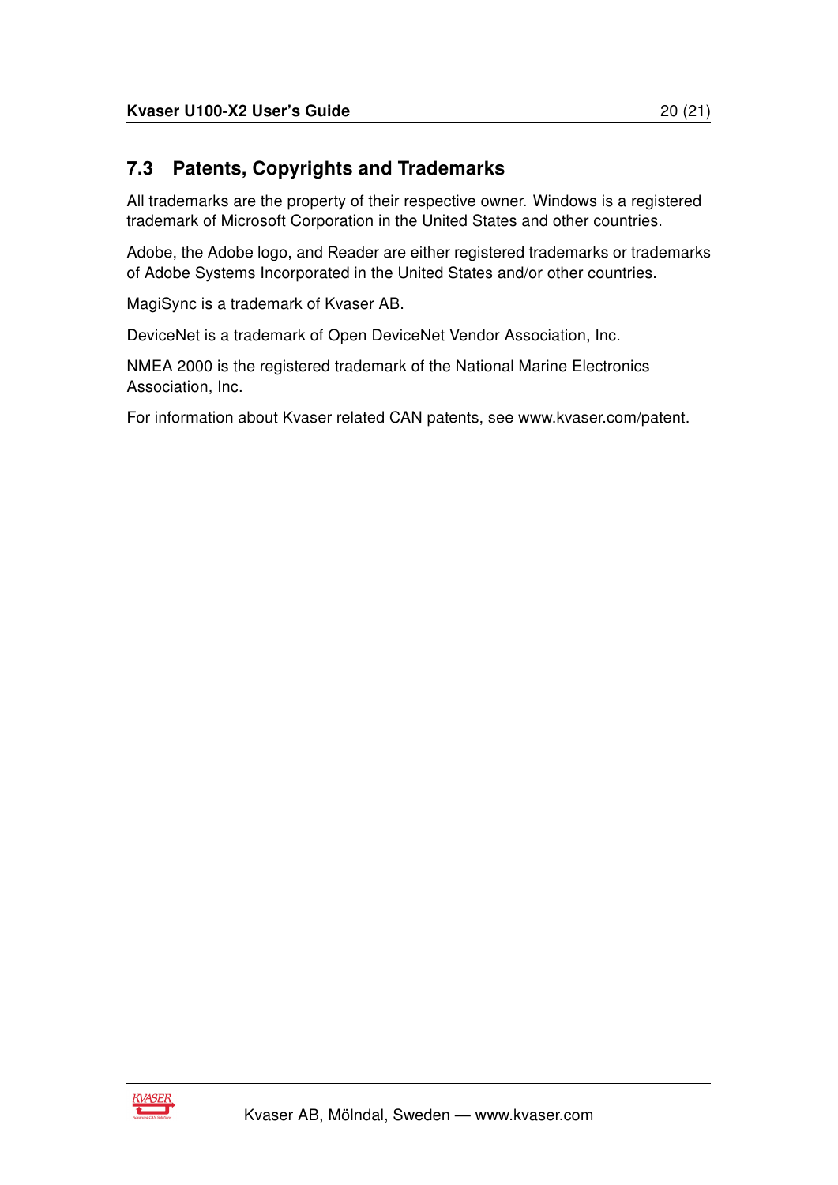## 7.3 Patents, Copyrights and Trademarks

All trademarks are the property of their respective owner. Windows is a registered trademark of Microsoft Corporation in the United States and other countries.

Adobe, the Adobe logo, and Reader are either registered trademarks or trademarks of Adobe Systems Incorporated in the United States and/or other countries.

MagiSync is a trademark of Kvaser AB.

DeviceNet is a trademark of Open DeviceNet Vendor Association, Inc.

NMEA 2000 is the registered trademark of the National Marine Electronics Association, Inc.

For information about Kvaser related CAN patents, see www.kvaser.com/patent.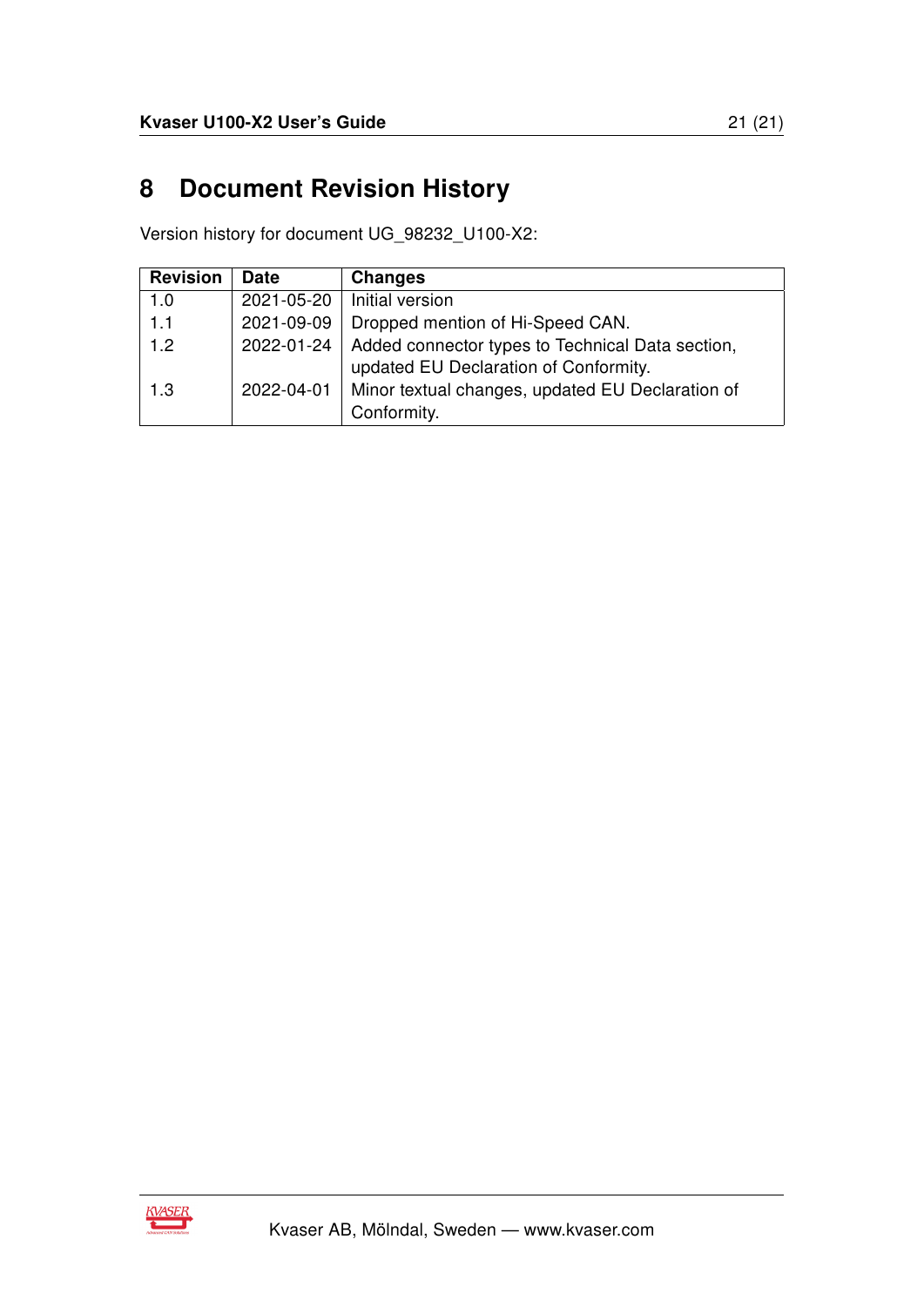# 8 Document Revision History

Version history for document UG_98232_U100-X2:

| Revision | Date | Changes |
|---|---|---|
| 1.0 | 2021-05-20 | Initial version |
| 1.1 | 2021-09-09 | Dropped mention of Hi-Speed CAN. |
| 1.2 | 2022-01-24 | Added connector types to Technical Data section, updated EU Declaration of Conformity. |
| 1.3 | 2022-04-01 | Minor textual changes, updated EU Declaration of Conformity. |